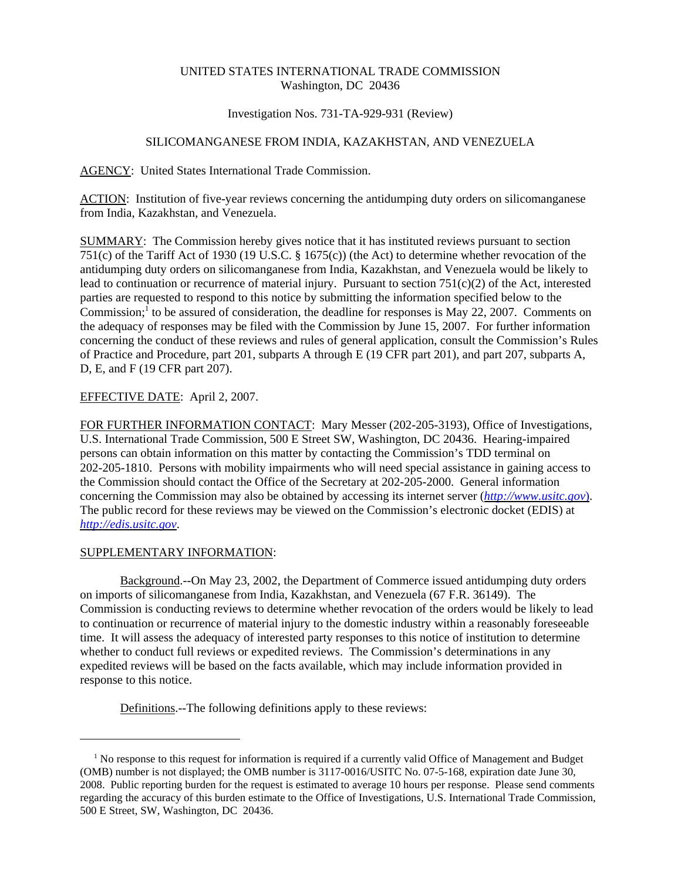UNITED STATES INTERNATIONAL TRADE COMMISSION
Washington, DC 20436

Investigation Nos. 731-TA-929-931 (Review)

SILICOMANGANESE FROM INDIA, KAZAKHSTAN, AND VENEZUELA

AGENCY: United States International Trade Commission.

ACTION: Institution of five-year reviews concerning the antidumping duty orders on silicomanganese from India, Kazakhstan, and Venezuela.

SUMMARY: The Commission hereby gives notice that it has instituted reviews pursuant to section 751(c) of the Tariff Act of 1930 (19 U.S.C. § 1675(c)) (the Act) to determine whether revocation of the antidumping duty orders on silicomanganese from India, Kazakhstan, and Venezuela would be likely to lead to continuation or recurrence of material injury. Pursuant to section 751(c)(2) of the Act, interested parties are requested to respond to this notice by submitting the information specified below to the Commission;[1] to be assured of consideration, the deadline for responses is May 22, 2007. Comments on the adequacy of responses may be filed with the Commission by June 15, 2007. For further information concerning the conduct of these reviews and rules of general application, consult the Commission's Rules of Practice and Procedure, part 201, subparts A through E (19 CFR part 201), and part 207, subparts A, D, E, and F (19 CFR part 207).

EFFECTIVE DATE: April 2, 2007.

FOR FURTHER INFORMATION CONTACT: Mary Messer (202-205-3193), Office of Investigations, U.S. International Trade Commission, 500 E Street SW, Washington, DC 20436. Hearing-impaired persons can obtain information on this matter by contacting the Commission's TDD terminal on 202-205-1810. Persons with mobility impairments who will need special assistance in gaining access to the Commission should contact the Office of the Secretary at 202-205-2000. General information concerning the Commission may also be obtained by accessing its internet server (*http://www.usitc.gov*). The public record for these reviews may be viewed on the Commission's electronic docket (EDIS) at *http://edis.usitc.gov*.

SUPPLEMENTARY INFORMATION:

Background.--On May 23, 2002, the Department of Commerce issued antidumping duty orders on imports of silicomanganese from India, Kazakhstan, and Venezuela (67 F.R. 36149). The Commission is conducting reviews to determine whether revocation of the orders would be likely to lead to continuation or recurrence of material injury to the domestic industry within a reasonably foreseeable time. It will assess the adequacy of interested party responses to this notice of institution to determine whether to conduct full reviews or expedited reviews. The Commission's determinations in any expedited reviews will be based on the facts available, which may include information provided in response to this notice.

Definitions.--The following definitions apply to these reviews:

[1] No response to this request for information is required if a currently valid Office of Management and Budget (OMB) number is not displayed; the OMB number is 3117-0016/USITC No. 07-5-168, expiration date June 30, 2008. Public reporting burden for the request is estimated to average 10 hours per response. Please send comments regarding the accuracy of this burden estimate to the Office of Investigations, U.S. International Trade Commission, 500 E Street, SW, Washington, DC 20436.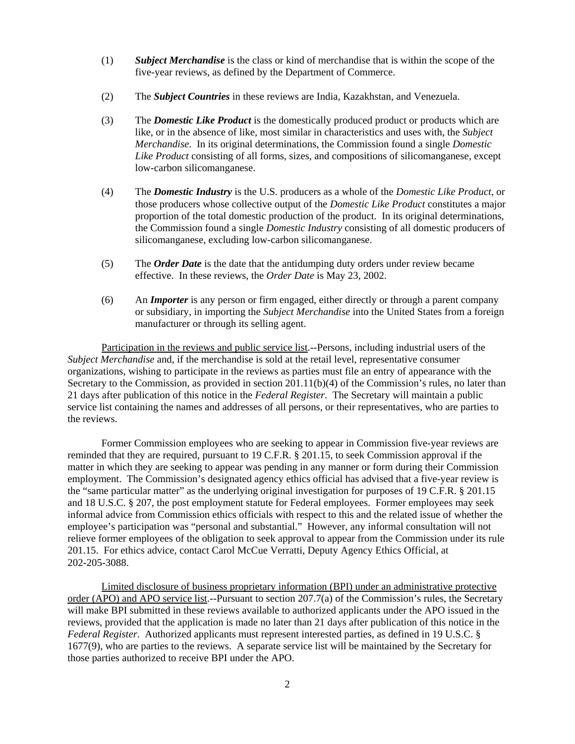(1) ***Subject Merchandise*** is the class or kind of merchandise that is within the scope of the five-year reviews, as defined by the Department of Commerce.

(2) The ***Subject Countries*** in these reviews are India, Kazakhstan, and Venezuela.

(3) The ***Domestic Like Product*** is the domestically produced product or products which are like, or in the absence of like, most similar in characteristics and uses with, the *Subject Merchandise*. In its original determinations, the Commission found a single *Domestic Like Product* consisting of all forms, sizes, and compositions of silicomanganese, except low-carbon silicomanganese.

(4) The ***Domestic Industry*** is the U.S. producers as a whole of the *Domestic Like Product*, or those producers whose collective output of the *Domestic Like Product* constitutes a major proportion of the total domestic production of the product. In its original determinations, the Commission found a single *Domestic Industry* consisting of all domestic producers of silicomanganese, excluding low-carbon silicomanganese.

(5) The ***Order Date*** is the date that the antidumping duty orders under review became effective. In these reviews, the *Order Date* is May 23, 2002.

(6) An ***Importer*** is any person or firm engaged, either directly or through a parent company or subsidiary, in importing the *Subject Merchandise* into the United States from a foreign manufacturer or through its selling agent.

Participation in the reviews and public service list.--Persons, including industrial users of the *Subject Merchandise* and, if the merchandise is sold at the retail level, representative consumer organizations, wishing to participate in the reviews as parties must file an entry of appearance with the Secretary to the Commission, as provided in section 201.11(b)(4) of the Commission's rules, no later than 21 days after publication of this notice in the *Federal Register*. The Secretary will maintain a public service list containing the names and addresses of all persons, or their representatives, who are parties to the reviews.

Former Commission employees who are seeking to appear in Commission five-year reviews are reminded that they are required, pursuant to 19 C.F.R. § 201.15, to seek Commission approval if the matter in which they are seeking to appear was pending in any manner or form during their Commission employment. The Commission's designated agency ethics official has advised that a five-year review is the "same particular matter" as the underlying original investigation for purposes of 19 C.F.R. § 201.15 and 18 U.S.C. § 207, the post employment statute for Federal employees. Former employees may seek informal advice from Commission ethics officials with respect to this and the related issue of whether the employee's participation was "personal and substantial." However, any informal consultation will not relieve former employees of the obligation to seek approval to appear from the Commission under its rule 201.15. For ethics advice, contact Carol McCue Verratti, Deputy Agency Ethics Official, at 202-205-3088.

Limited disclosure of business proprietary information (BPI) under an administrative protective order (APO) and APO service list.--Pursuant to section 207.7(a) of the Commission's rules, the Secretary will make BPI submitted in these reviews available to authorized applicants under the APO issued in the reviews, provided that the application is made no later than 21 days after publication of this notice in the *Federal Register*. Authorized applicants must represent interested parties, as defined in 19 U.S.C. § 1677(9), who are parties to the reviews. A separate service list will be maintained by the Secretary for those parties authorized to receive BPI under the APO.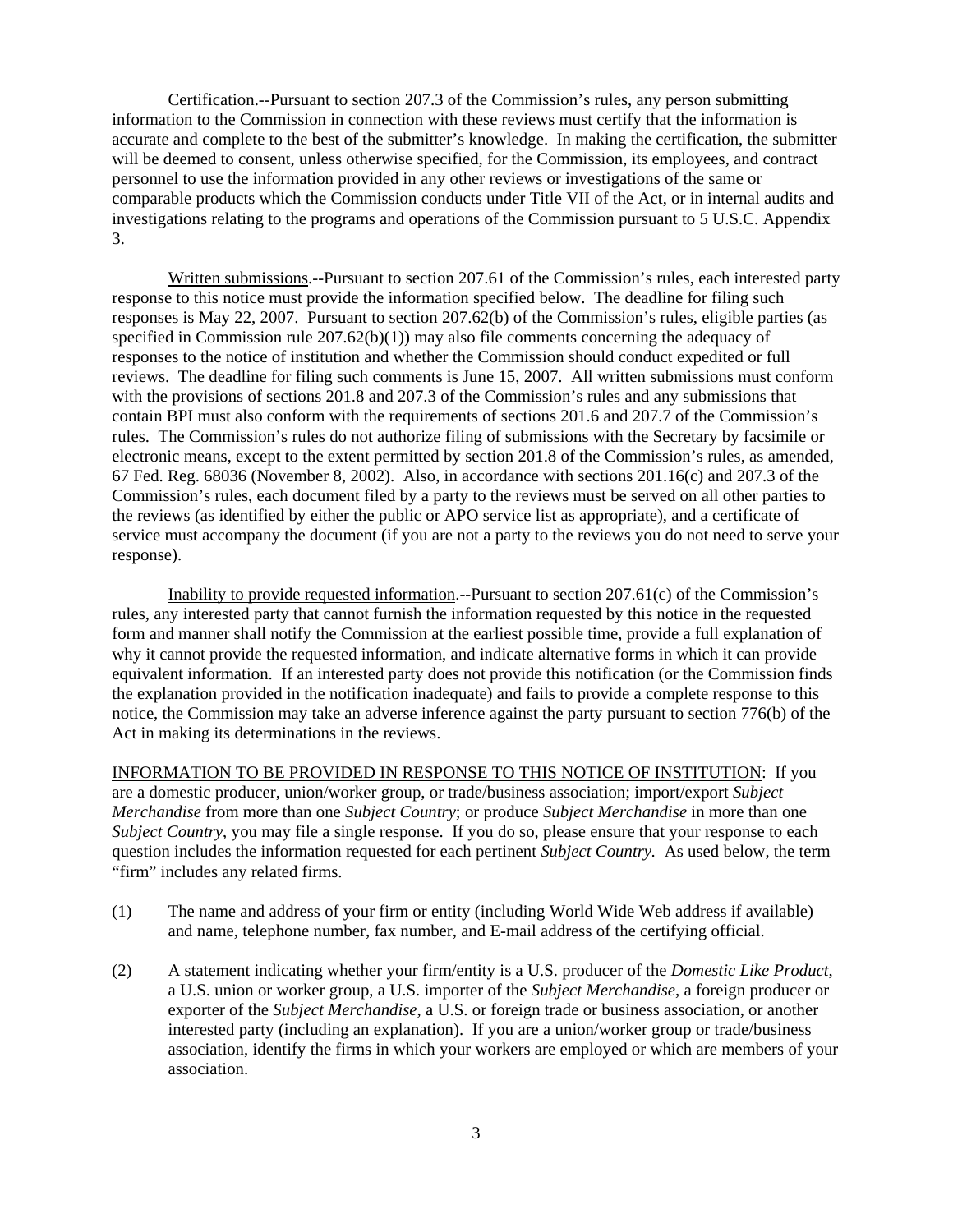Certification.--Pursuant to section 207.3 of the Commission's rules, any person submitting information to the Commission in connection with these reviews must certify that the information is accurate and complete to the best of the submitter's knowledge. In making the certification, the submitter will be deemed to consent, unless otherwise specified, for the Commission, its employees, and contract personnel to use the information provided in any other reviews or investigations of the same or comparable products which the Commission conducts under Title VII of the Act, or in internal audits and investigations relating to the programs and operations of the Commission pursuant to 5 U.S.C. Appendix 3.

Written submissions.--Pursuant to section 207.61 of the Commission's rules, each interested party response to this notice must provide the information specified below. The deadline for filing such responses is May 22, 2007. Pursuant to section 207.62(b) of the Commission's rules, eligible parties (as specified in Commission rule 207.62(b)(1)) may also file comments concerning the adequacy of responses to the notice of institution and whether the Commission should conduct expedited or full reviews. The deadline for filing such comments is June 15, 2007. All written submissions must conform with the provisions of sections 201.8 and 207.3 of the Commission's rules and any submissions that contain BPI must also conform with the requirements of sections 201.6 and 207.7 of the Commission's rules. The Commission's rules do not authorize filing of submissions with the Secretary by facsimile or electronic means, except to the extent permitted by section 201.8 of the Commission's rules, as amended, 67 Fed. Reg. 68036 (November 8, 2002). Also, in accordance with sections 201.16(c) and 207.3 of the Commission's rules, each document filed by a party to the reviews must be served on all other parties to the reviews (as identified by either the public or APO service list as appropriate), and a certificate of service must accompany the document (if you are not a party to the reviews you do not need to serve your response).

Inability to provide requested information.--Pursuant to section 207.61(c) of the Commission's rules, any interested party that cannot furnish the information requested by this notice in the requested form and manner shall notify the Commission at the earliest possible time, provide a full explanation of why it cannot provide the requested information, and indicate alternative forms in which it can provide equivalent information. If an interested party does not provide this notification (or the Commission finds the explanation provided in the notification inadequate) and fails to provide a complete response to this notice, the Commission may take an adverse inference against the party pursuant to section 776(b) of the Act in making its determinations in the reviews.

INFORMATION TO BE PROVIDED IN RESPONSE TO THIS NOTICE OF INSTITUTION: If you are a domestic producer, union/worker group, or trade/business association; import/export *Subject Merchandise* from more than one *Subject Country*; or produce *Subject Merchandise* in more than one *Subject Country*, you may file a single response. If you do so, please ensure that your response to each question includes the information requested for each pertinent *Subject Country.* As used below, the term "firm" includes any related firms.

(1) The name and address of your firm or entity (including World Wide Web address if available) and name, telephone number, fax number, and E-mail address of the certifying official.

(2) A statement indicating whether your firm/entity is a U.S. producer of the *Domestic Like Product*, a U.S. union or worker group, a U.S. importer of the *Subject Merchandise*, a foreign producer or exporter of the *Subject Merchandise*, a U.S. or foreign trade or business association, or another interested party (including an explanation). If you are a union/worker group or trade/business association, identify the firms in which your workers are employed or which are members of your association.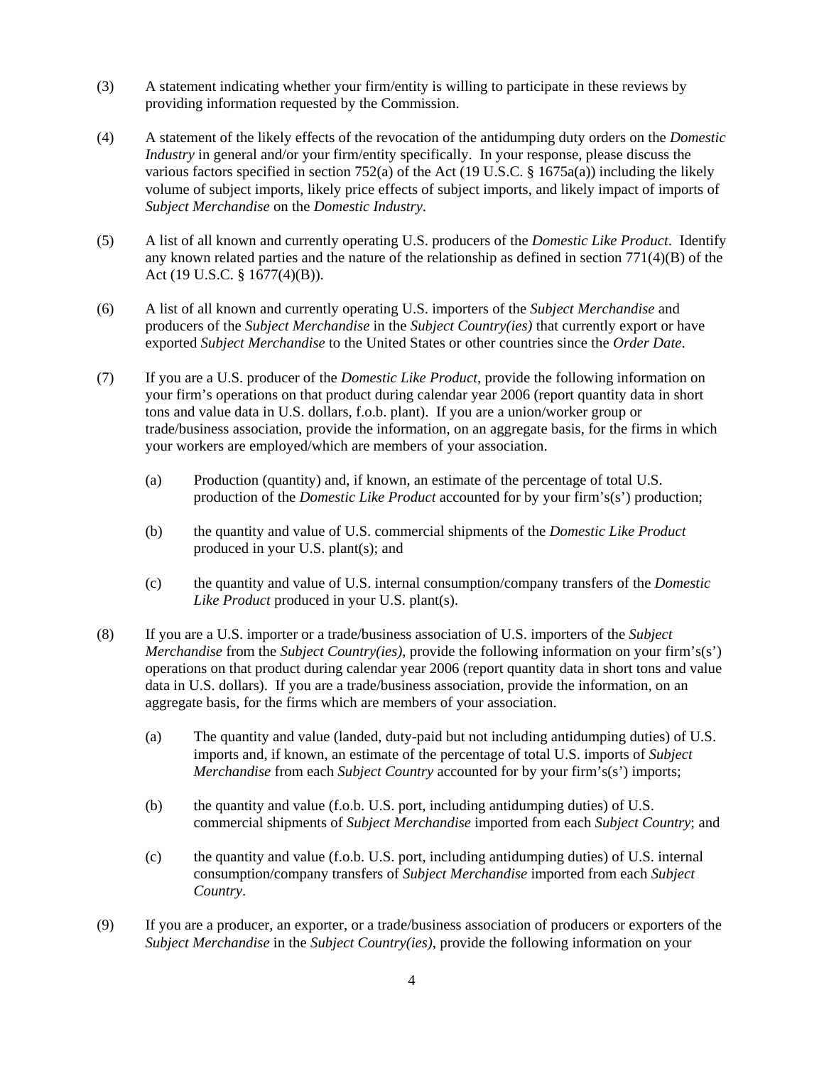(3) A statement indicating whether your firm/entity is willing to participate in these reviews by providing information requested by the Commission.

(4) A statement of the likely effects of the revocation of the antidumping duty orders on the *Domestic Industry* in general and/or your firm/entity specifically. In your response, please discuss the various factors specified in section 752(a) of the Act (19 U.S.C. § 1675a(a)) including the likely volume of subject imports, likely price effects of subject imports, and likely impact of imports of *Subject Merchandise* on the *Domestic Industry*.

(5) A list of all known and currently operating U.S. producers of the *Domestic Like Product*. Identify any known related parties and the nature of the relationship as defined in section 771(4)(B) of the Act (19 U.S.C. § 1677(4)(B)).

(6) A list of all known and currently operating U.S. importers of the *Subject Merchandise* and producers of the *Subject Merchandise* in the *Subject Country(ies)* that currently export or have exported *Subject Merchandise* to the United States or other countries since the *Order Date*.

(7) If you are a U.S. producer of the *Domestic Like Product*, provide the following information on your firm's operations on that product during calendar year 2006 (report quantity data in short tons and value data in U.S. dollars, f.o.b. plant). If you are a union/worker group or trade/business association, provide the information, on an aggregate basis, for the firms in which your workers are employed/which are members of your association.

   (a) Production (quantity) and, if known, an estimate of the percentage of total U.S. production of the *Domestic Like Product* accounted for by your firm's(s') production;

   (b) the quantity and value of U.S. commercial shipments of the *Domestic Like Product* produced in your U.S. plant(s); and

   (c) the quantity and value of U.S. internal consumption/company transfers of the *Domestic Like Product* produced in your U.S. plant(s).

(8) If you are a U.S. importer or a trade/business association of U.S. importers of the *Subject Merchandise* from the *Subject Country(ies)*, provide the following information on your firm's(s') operations on that product during calendar year 2006 (report quantity data in short tons and value data in U.S. dollars). If you are a trade/business association, provide the information, on an aggregate basis, for the firms which are members of your association.

   (a) The quantity and value (landed, duty-paid but not including antidumping duties) of U.S. imports and, if known, an estimate of the percentage of total U.S. imports of *Subject Merchandise* from each *Subject Country* accounted for by your firm's(s') imports;

   (b) the quantity and value (f.o.b. U.S. port, including antidumping duties) of U.S. commercial shipments of *Subject Merchandise* imported from each *Subject Country*; and

   (c) the quantity and value (f.o.b. U.S. port, including antidumping duties) of U.S. internal consumption/company transfers of *Subject Merchandise* imported from each *Subject Country*.

(9) If you are a producer, an exporter, or a trade/business association of producers or exporters of the *Subject Merchandise* in the *Subject Country(ies)*, provide the following information on your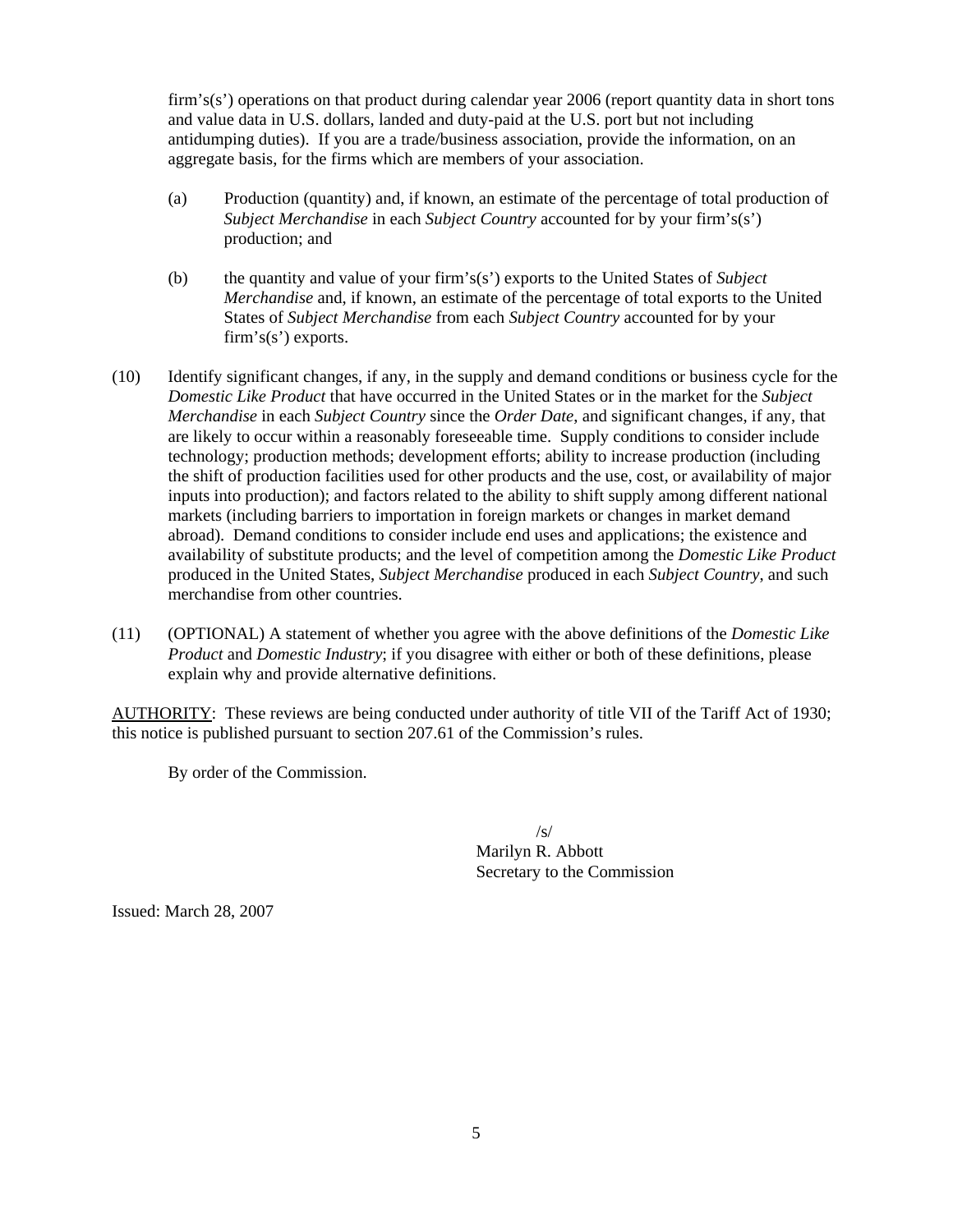firm's(s') operations on that product during calendar year 2006 (report quantity data in short tons and value data in U.S. dollars, landed and duty-paid at the U.S. port but not including antidumping duties). If you are a trade/business association, provide the information, on an aggregate basis, for the firms which are members of your association.

(a) Production (quantity) and, if known, an estimate of the percentage of total production of *Subject Merchandise* in each *Subject Country* accounted for by your firm's(s') production; and

(b) the quantity and value of your firm's(s') exports to the United States of *Subject Merchandise* and, if known, an estimate of the percentage of total exports to the United States of *Subject Merchandise* from each *Subject Country* accounted for by your firm's(s') exports.

(10) Identify significant changes, if any, in the supply and demand conditions or business cycle for the *Domestic Like Product* that have occurred in the United States or in the market for the *Subject Merchandise* in each *Subject Country* since the *Order Date*, and significant changes, if any, that are likely to occur within a reasonably foreseeable time. Supply conditions to consider include technology; production methods; development efforts; ability to increase production (including the shift of production facilities used for other products and the use, cost, or availability of major inputs into production); and factors related to the ability to shift supply among different national markets (including barriers to importation in foreign markets or changes in market demand abroad). Demand conditions to consider include end uses and applications; the existence and availability of substitute products; and the level of competition among the *Domestic Like Product* produced in the United States, *Subject Merchandise* produced in each *Subject Country*, and such merchandise from other countries.

(11) (OPTIONAL) A statement of whether you agree with the above definitions of the *Domestic Like Product* and *Domestic Industry*; if you disagree with either or both of these definitions, please explain why and provide alternative definitions.

AUTHORITY: These reviews are being conducted under authority of title VII of the Tariff Act of 1930; this notice is published pursuant to section 207.61 of the Commission's rules.

By order of the Commission.

/s/
Marilyn R. Abbott
Secretary to the Commission

Issued: March 28, 2007